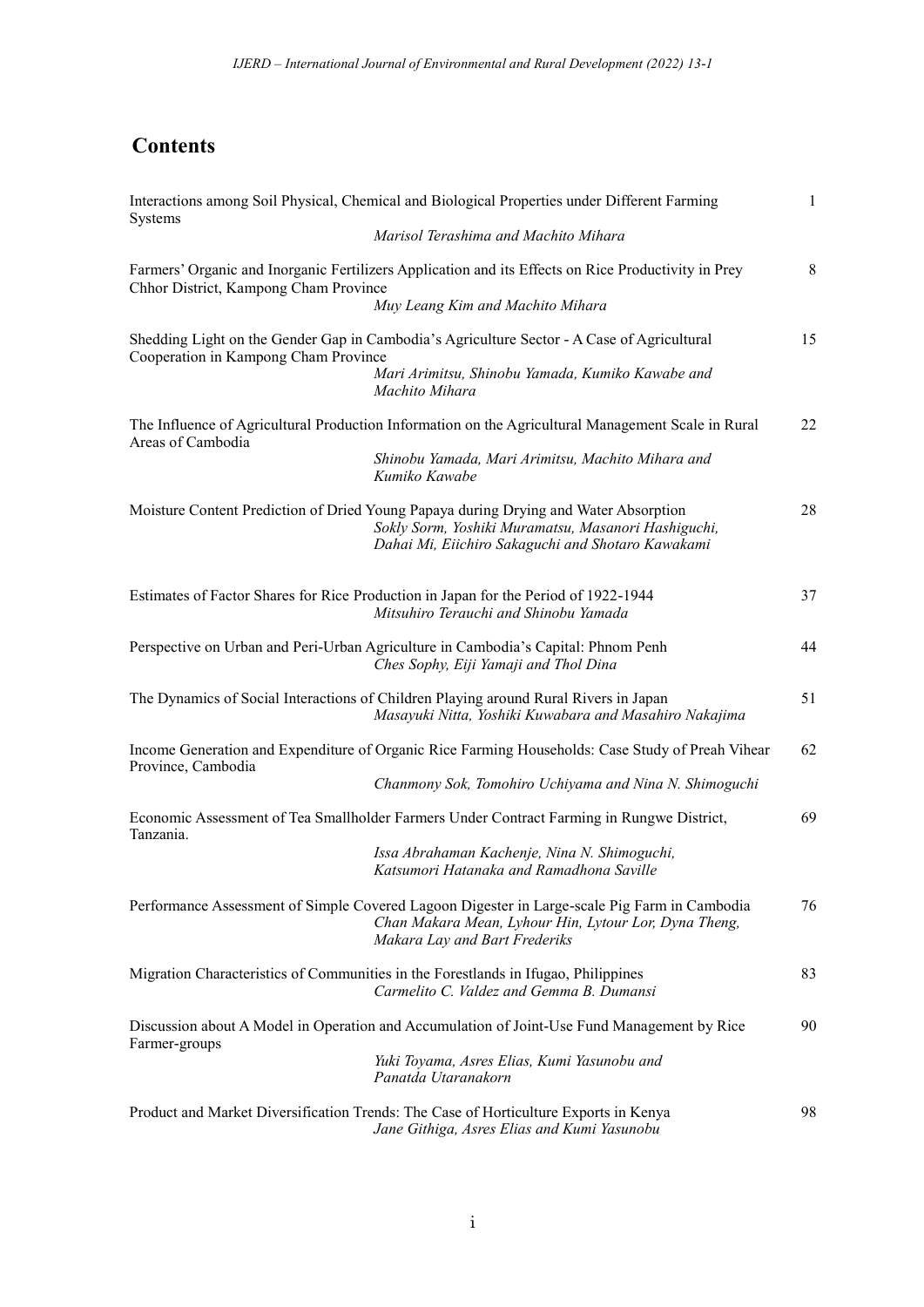## Contents

| | |
|---|---|
| Interactions among Soil Physical, Chemical and Biological Properties under Different Farming Systems<br>*Marisol Terashima and Machito Mihara* | 1 |
| Farmers' Organic and Inorganic Fertilizers Application and its Effects on Rice Productivity in Prey Chhor District, Kampong Cham Province<br>*Muy Leang Kim and Machito Mihara* | 8 |
| Shedding Light on the Gender Gap in Cambodia's Agriculture Sector - A Case of Agricultural Cooperation in Kampong Cham Province<br>*Mari Arimitsu, Shinobu Yamada, Kumiko Kawabe and Machito Mihara* | 15 |
| The Influence of Agricultural Production Information on the Agricultural Management Scale in Rural Areas of Cambodia<br>*Shinobu Yamada, Mari Arimitsu, Machito Mihara and Kumiko Kawabe* | 22 |
| Moisture Content Prediction of Dried Young Papaya during Drying and Water Absorption<br>*Sokly Sorm, Yoshiki Muramatsu, Masanori Hashiguchi, Dahai Mi, Eiichiro Sakaguchi and Shotaro Kawakami* | 28 |
| Estimates of Factor Shares for Rice Production in Japan for the Period of 1922-1944<br>*Mitsuhiro Terauchi and Shinobu Yamada* | 37 |
| Perspective on Urban and Peri-Urban Agriculture in Cambodia's Capital: Phnom Penh<br>*Ches Sophy, Eiji Yamaji and Thol Dina* | 44 |
| The Dynamics of Social Interactions of Children Playing around Rural Rivers in Japan<br>*Masayuki Nitta, Yoshiki Kuwabara and Masahiro Nakajima* | 51 |
| Income Generation and Expenditure of Organic Rice Farming Households: Case Study of Preah Vihear Province, Cambodia<br>*Chanmony Sok, Tomohiro Uchiyama and Nina N. Shimoguchi* | 62 |
| Economic Assessment of Tea Smallholder Farmers Under Contract Farming in Rungwe District, Tanzania.<br>*Issa Abrahaman Kachenje, Nina N. Shimoguchi, Katsumori Hatanaka and Ramadhona Saville* | 69 |
| Performance Assessment of Simple Covered Lagoon Digester in Large-scale Pig Farm in Cambodia<br>*Chan Makara Mean, Lyhour Hin, Lytour Lor, Dyna Theng, Makara Lay and Bart Frederiks* | 76 |
| Migration Characteristics of Communities in the Forestlands in Ifugao, Philippines<br>*Carmelito C. Valdez and Gemma B. Dumansi* | 83 |
| Discussion about A Model in Operation and Accumulation of Joint-Use Fund Management by Rice Farmer-groups<br>*Yuki Toyama, Asres Elias, Kumi Yasunobu and Panatda Utaranakorn* | 90 |
| Product and Market Diversification Trends: The Case of Horticulture Exports in Kenya<br>*Jane Githiga, Asres Elias and Kumi Yasunobu* | 98 |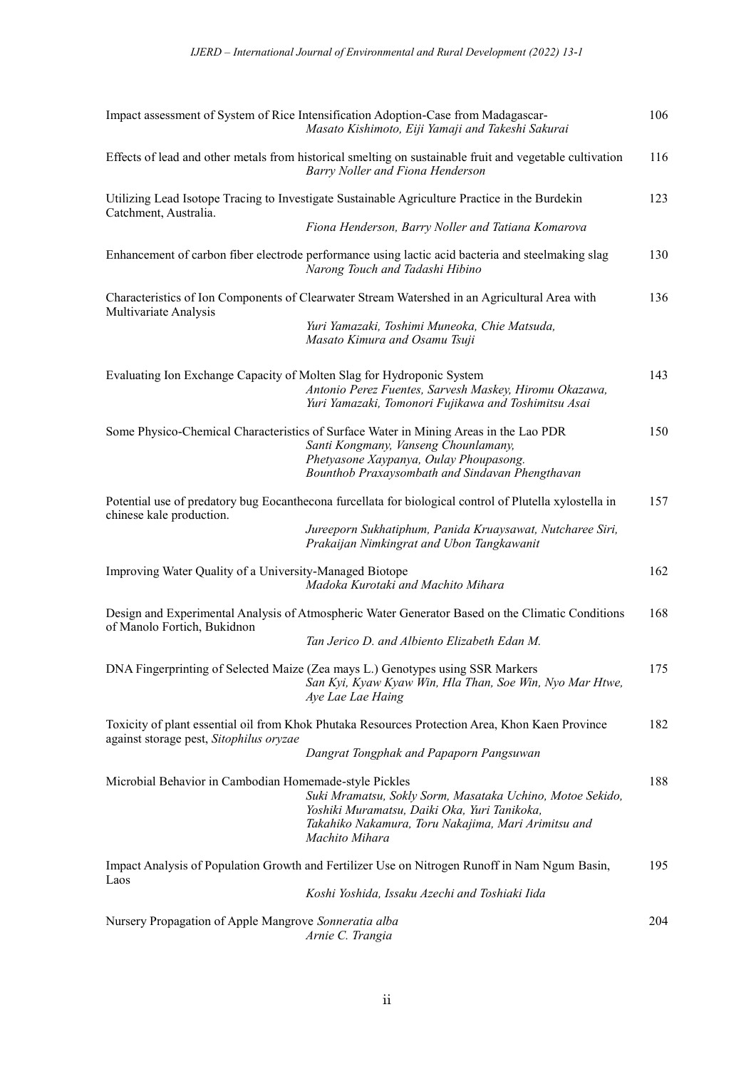Impact assessment of System of Rice Intensification Adoption-Case from Madagascar- 106
*Masato Kishimoto, Eiji Yamaji and Takeshi Sakurai*

Effects of lead and other metals from historical smelting on sustainable fruit and vegetable cultivation 116
*Barry Noller and Fiona Henderson*

Utilizing Lead Isotope Tracing to Investigate Sustainable Agriculture Practice in the Burdekin Catchment, Australia. 123
*Fiona Henderson, Barry Noller and Tatiana Komarova*

Enhancement of carbon fiber electrode performance using lactic acid bacteria and steelmaking slag 130
*Narong Touch and Tadashi Hibino*

Characteristics of Ion Components of Clearwater Stream Watershed in an Agricultural Area with Multivariate Analysis 136
*Yuri Yamazaki, Toshimi Muneoka, Chie Matsuda, Masato Kimura and Osamu Tsuji*

Evaluating Ion Exchange Capacity of Molten Slag for Hydroponic System 143
*Antonio Perez Fuentes, Sarvesh Maskey, Hiromu Okazawa, Yuri Yamazaki, Tomonori Fujikawa and Toshimitsu Asai*

Some Physico-Chemical Characteristics of Surface Water in Mining Areas in the Lao PDR 150
*Santi Kongmany, Vanseng Chounlamany, Phetyasone Xaypanya, Oulay Phoupasong. Bounthob Praxaysombath and Sindavan Phengthavan*

Potential use of predatory bug Eocanthecona furcellata for biological control of Plutella xylostella in chinese kale production. 157
*Jureeporn Sukhatiphum, Panida Kruaysawat, Nutcharee Siri, Prakaijan Nimkingrat and Ubon Tangkawanit*

Improving Water Quality of a University-Managed Biotope 162
*Madoka Kurotaki and Machito Mihara*

Design and Experimental Analysis of Atmospheric Water Generator Based on the Climatic Conditions of Manolo Fortich, Bukidnon 168
*Tan Jerico D. and Albiento Elizabeth Edan M.*

DNA Fingerprinting of Selected Maize (Zea mays L.) Genotypes using SSR Markers 175
*San Kyi, Kyaw Kyaw Win, Hla Than, Soe Win, Nyo Mar Htwe, Aye Lae Lae Haing*

Toxicity of plant essential oil from Khok Phutaka Resources Protection Area, Khon Kaen Province against storage pest, *Sitophilus oryzae* 182
*Dangrat Tongphak and Papaporn Pangsuwan*

Microbial Behavior in Cambodian Homemade-style Pickles 188
*Suki Mramatsu, Sokly Sorm, Masataka Uchino, Motoe Sekido, Yoshiki Muramatsu, Daiki Oka, Yuri Tanikoka, Takahiko Nakamura, Toru Nakajima, Mari Arimitsu and Machito Mihara*

Impact Analysis of Population Growth and Fertilizer Use on Nitrogen Runoff in Nam Ngum Basin, Laos 195
*Koshi Yoshida, Issaku Azechi and Toshiaki Iida*

Nursery Propagation of Apple Mangrove *Sonneratia alba* 204
*Arnie C. Trangia*